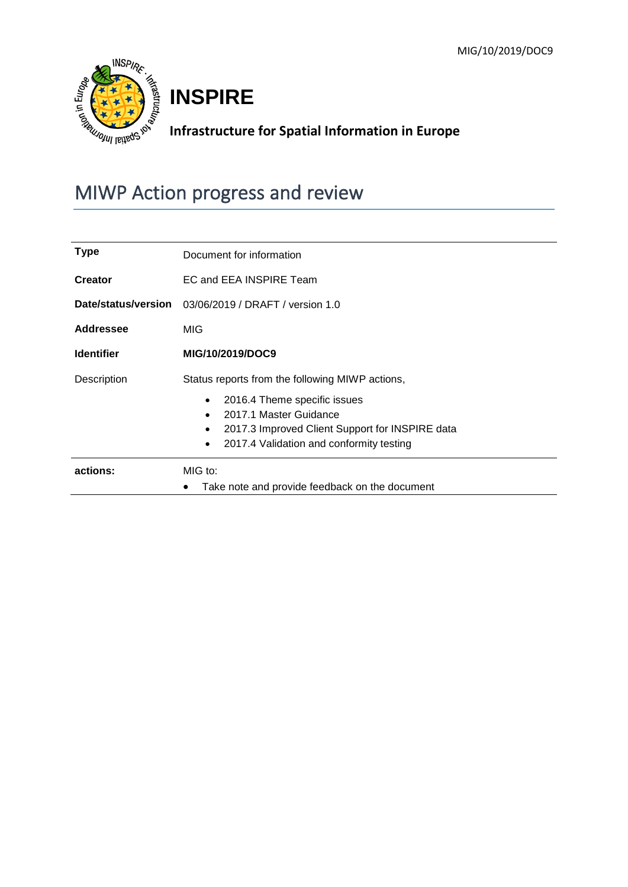MIG/10/2019/DOC9

# INSPIRE

**Infrastructure for Spatial Information in Europe**

## MIWP Action progress and review

| **Type** | Document for information |
|---|---|
| **Creator** | EC and EEA INSPIRE Team |
| **Date/status/version** | 03/06/2019 / DRAFT / version 1.0 |
| **Addressee** | MIG |
| **Identifier** | **MIG/10/2019/DOC9** |
| Description | Status reports from the following MIWP actions,<br>• 2016.4 Theme specific issues<br>• 2017.1 Master Guidance<br>• 2017.3 Improved Client Support for INSPIRE data<br>• 2017.4 Validation and conformity testing |
| **actions:** | MIG to:<br>• Take note and provide feedback on the document |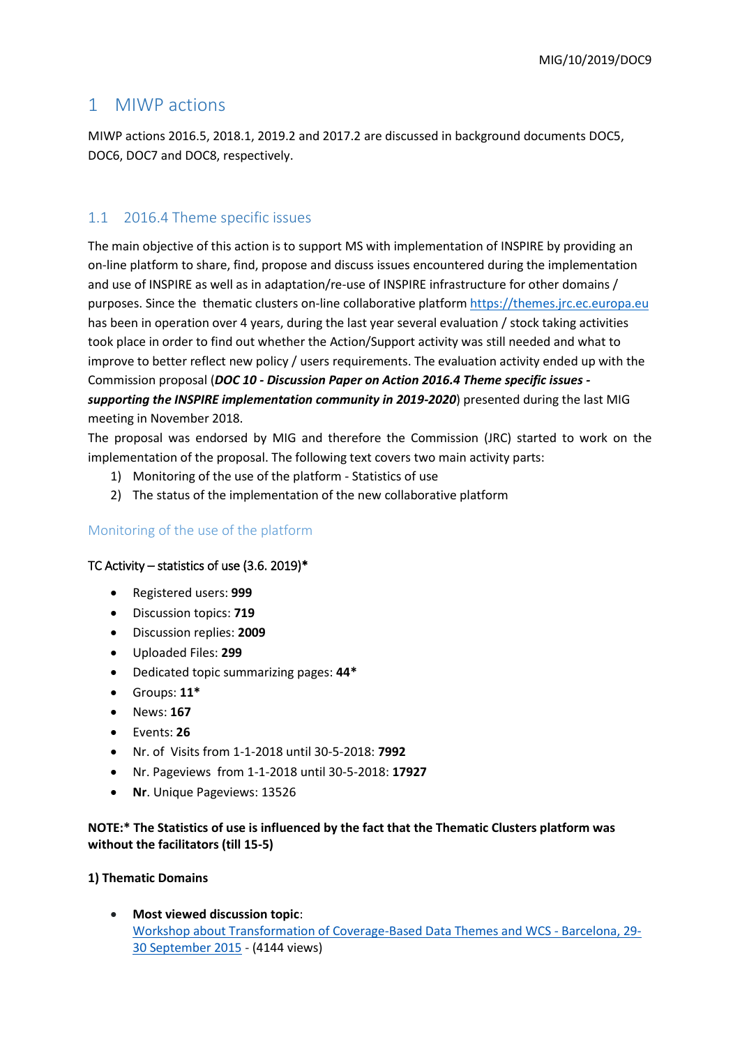# 1 MIWP actions

MIWP actions 2016.5, 2018.1, 2019.2 and 2017.2 are discussed in background documents DOC5, DOC6, DOC7 and DOC8, respectively.

## 1.1 2016.4 Theme specific issues

The main objective of this action is to support MS with implementation of INSPIRE by providing an on-line platform to share, find, propose and discuss issues encountered during the implementation and use of INSPIRE as well as in adaptation/re-use of INSPIRE infrastructure for other domains / purposes. Since the thematic clusters on-line collaborative platform [https://themes.jrc.ec.europa.eu](https://themes.jrc.ec.europa.eu) has been in operation over 4 years, during the last year several evaluation / stock taking activities took place in order to find out whether the Action/Support activity was still needed and what to improve to better reflect new policy / users requirements. The evaluation activity ended up with the Commission proposal (***DOC 10 - Discussion Paper on Action 2016.4 Theme specific issues - supporting the INSPIRE implementation community in 2019-2020***) presented during the last MIG meeting in November 2018.

The proposal was endorsed by MIG and therefore the Commission (JRC) started to work on the implementation of the proposal. The following text covers two main activity parts:

1) Monitoring of the use of the platform - Statistics of use
2) The status of the implementation of the new collaborative platform

### Monitoring of the use of the platform

TC Activity – statistics of use (3.6. 2019)**\***

- Registered users: **999**
- Discussion topics: **719**
- Discussion replies: **2009**
- Uploaded Files: **299**
- Dedicated topic summarizing pages: **44\***
- Groups: **11\***
- News: **167**
- Events: **26**
- Nr. of Visits from 1-1-2018 until 30-5-2018: **7992**
- Nr. Pageviews from 1-1-2018 until 30-5-2018: **17927**
- **Nr**. Unique Pageviews: 13526

**NOTE:\* The Statistics of use is influenced by the fact that the Thematic Clusters platform was without the facilitators (till 15-5)**

**1) Thematic Domains**

- **Most viewed discussion topic**: Workshop about Transformation of Coverage-Based Data Themes and WCS - Barcelona, 29-30 September 2015 - (4144 views)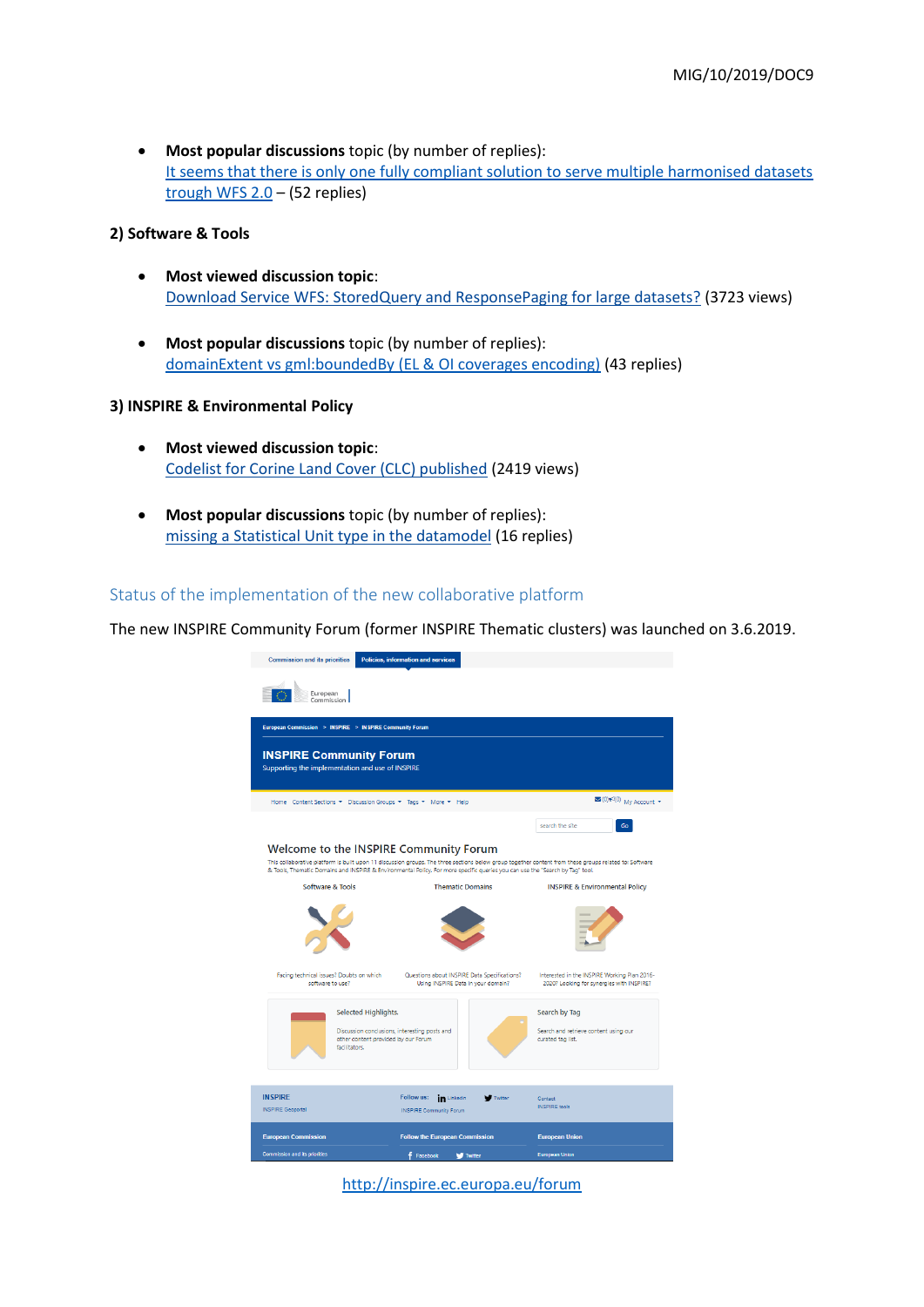- **Most popular discussions** topic (by number of replies):
  [It seems that there is only one fully compliant solution to serve multiple harmonised datasets trough WFS 2.0]() – (52 replies)

**2) Software & Tools**

- **Most viewed discussion topic**:
  [Download Service WFS: StoredQuery and ResponsePaging for large datasets?]() (3723 views)

- **Most popular discussions** topic (by number of replies):
  [domainExtent vs gml:boundedBy (EL & OI coverages encoding)]() (43 replies)

**3) INSPIRE & Environmental Policy**

- **Most viewed discussion topic**:
  [Codelist for Corine Land Cover (CLC) published]() (2419 views)

- **Most popular discussions** topic (by number of replies):
  [missing a Statistical Unit type in the datamodel]() (16 replies)

## Status of the implementation of the new collaborative platform

The new INSPIRE Community Forum (former INSPIRE Thematic clusters) was launched on 3.6.2019.

http://inspire.ec.europa.eu/forum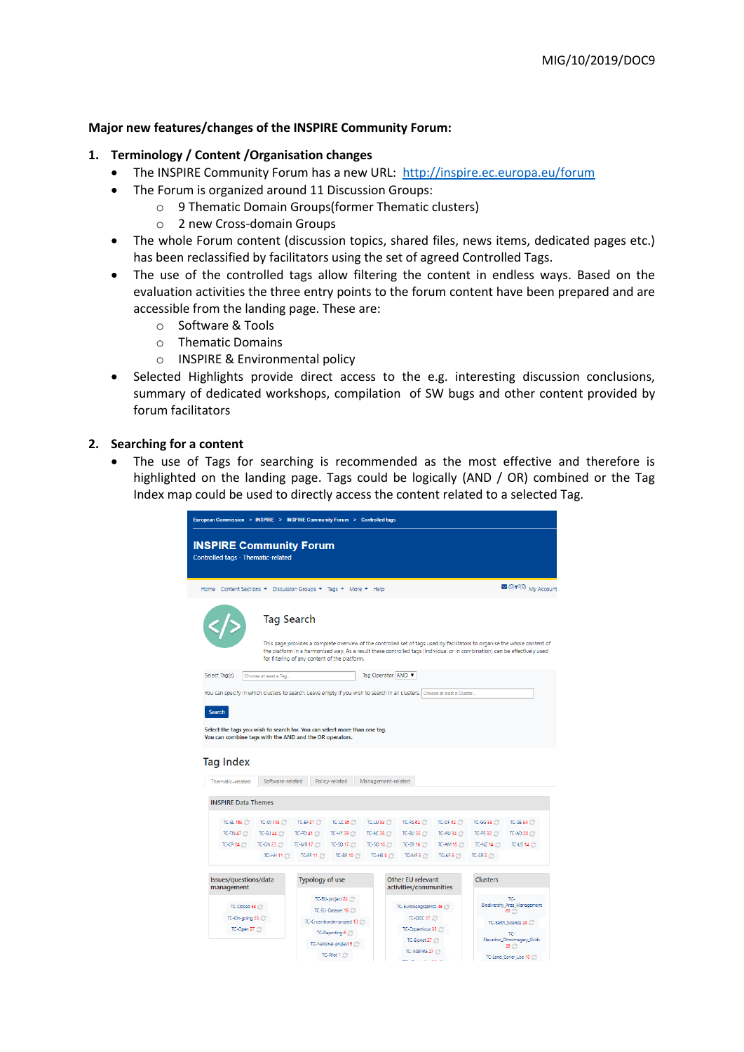**Major new features/changes of the INSPIRE Community Forum:**

1. **Terminology / Content /Organisation changes**
   - The INSPIRE Community Forum has a new URL: http://inspire.ec.europa.eu/forum
   - The Forum is organized around 11 Discussion Groups:
     - 9 Thematic Domain Groups(former Thematic clusters)
     - 2 new Cross-domain Groups
   - The whole Forum content (discussion topics, shared files, news items, dedicated pages etc.) has been reclassified by facilitators using the set of agreed Controlled Tags.
   - The use of the controlled tags allow filtering the content in endless ways. Based on the evaluation activities the three entry points to the forum content have been prepared and are accessible from the landing page. These are:
     - Software & Tools
     - Thematic Domains
     - INSPIRE & Environmental policy
   - Selected Highlights provide direct access to the e.g. interesting discussion conclusions, summary of dedicated workshops, compilation of SW bugs and other content provided by forum facilitators

2. **Searching for a content**
   - The use of Tags for searching is recommended as the most effective and therefore is highlighted on the landing page. Tags could be logically (AND / OR) combined or the Tag Index map could be used to directly access the content related to a selected Tag.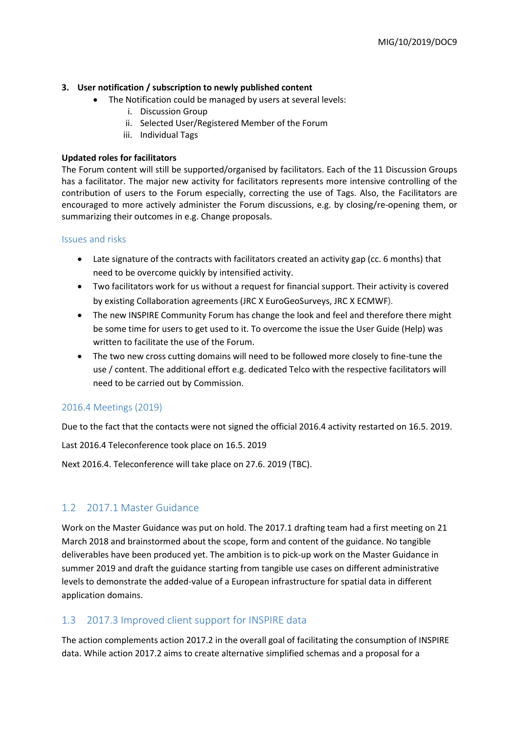3. **User notification / subscription to newly published content**
    - The Notification could be managed by users at several levels:
        i. Discussion Group
        ii. Selected User/Registered Member of the Forum
        iii. Individual Tags

**Updated roles for facilitators**

The Forum content will still be supported/organised by facilitators. Each of the 11 Discussion Groups has a facilitator. The major new activity for facilitators represents more intensive controlling of the contribution of users to the Forum especially, correcting the use of Tags. Also, the Facilitators are encouraged to more actively administer the Forum discussions, e.g. by closing/re-opening them, or summarizing their outcomes in e.g. Change proposals.

### Issues and risks

- Late signature of the contracts with facilitators created an activity gap (cc. 6 months) that need to be overcome quickly by intensified activity.
- Two facilitators work for us without a request for financial support. Their activity is covered by existing Collaboration agreements (JRC X EuroGeoSurveys, JRC X ECMWF).
- The new INSPIRE Community Forum has change the look and feel and therefore there might be some time for users to get used to it. To overcome the issue the User Guide (Help) was written to facilitate the use of the Forum.
- The two new cross cutting domains will need to be followed more closely to fine-tune the use / content. The additional effort e.g. dedicated Telco with the respective facilitators will need to be carried out by Commission.

### 2016.4 Meetings (2019)

Due to the fact that the contacts were not signed the official 2016.4 activity restarted on 16.5. 2019.

Last 2016.4 Teleconference took place on 16.5. 2019

Next 2016.4. Teleconference will take place on 27.6. 2019 (TBC).

## 1.2 2017.1 Master Guidance

Work on the Master Guidance was put on hold. The 2017.1 drafting team had a first meeting on 21 March 2018 and brainstormed about the scope, form and content of the guidance. No tangible deliverables have been produced yet. The ambition is to pick-up work on the Master Guidance in summer 2019 and draft the guidance starting from tangible use cases on different administrative levels to demonstrate the added-value of a European infrastructure for spatial data in different application domains.

## 1.3 2017.3 Improved client support for INSPIRE data

The action complements action 2017.2 in the overall goal of facilitating the consumption of INSPIRE data. While action 2017.2 aims to create alternative simplified schemas and a proposal for a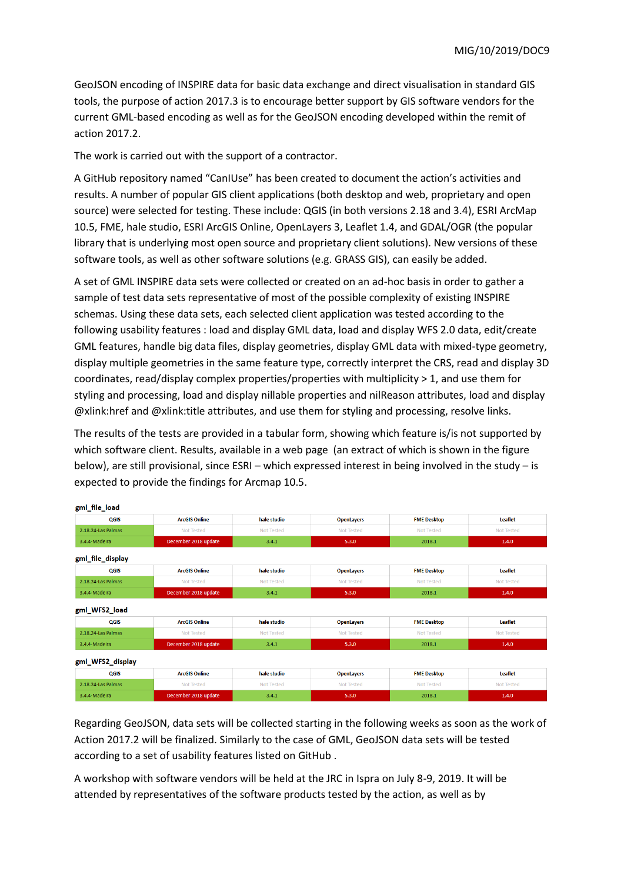GeoJSON encoding of INSPIRE data for basic data exchange and direct visualisation in standard GIS tools, the purpose of action 2017.3 is to encourage better support by GIS software vendors for the current GML-based encoding as well as for the GeoJSON encoding developed within the remit of action 2017.2.

The work is carried out with the support of a contractor.

A GitHub repository named "CanIUse" has been created to document the action's activities and results. A number of popular GIS client applications (both desktop and web, proprietary and open source) were selected for testing. These include: QGIS (in both versions 2.18 and 3.4), ESRI ArcMap 10.5, FME, hale studio, ESRI ArcGIS Online, OpenLayers 3, Leaflet 1.4, and GDAL/OGR (the popular library that is underlying most open source and proprietary client solutions). New versions of these software tools, as well as other software solutions (e.g. GRASS GIS), can easily be added.

A set of GML INSPIRE data sets were collected or created on an ad-hoc basis in order to gather a sample of test data sets representative of most of the possible complexity of existing INSPIRE schemas. Using these data sets, each selected client application was tested according to the following usability features : load and display GML data, load and display WFS 2.0 data, edit/create GML features, handle big data files, display geometries, display GML data with mixed-type geometry, display multiple geometries in the same feature type, correctly interpret the CRS, read and display 3D coordinates, read/display complex properties/properties with multiplicity > 1, and use them for styling and processing, load and display nillable properties and nilReason attributes, load and display @xlink:href and @xlink:title attributes, and use them for styling and processing, resolve links.

The results of the tests are provided in a tabular form, showing which feature is/is not supported by which software client. Results, available in a web page (an extract of which is shown in the figure below), are still provisional, since ESRI – which expressed interest in being involved in the study – is expected to provide the findings for Arcmap 10.5.

**gml_file_load**

| QGIS | ArcGIS Online | hale studio | OpenLayers | FME Desktop | Leaflet |
|---|---|---|---|---|---|
| 2.18.24-Las Palmas | Not Tested | Not Tested | Not Tested | Not Tested | Not Tested |
| 3.4.4-Madeira | December 2018 update | 3.4.1 | 5.3.0 | 2018.1 | 1.4.0 |

**gml_file_display**

| QGIS | ArcGIS Online | hale studio | OpenLayers | FME Desktop | Leaflet |
|---|---|---|---|---|---|
| 2.18.24-Las Palmas | Not Tested | Not Tested | Not Tested | Not Tested | Not Tested |
| 3.4.4-Madeira | December 2018 update | 3.4.1 | 5.3.0 | 2018.1 | 1.4.0 |

**gml_WFS2_load**

| QGIS | ArcGIS Online | hale studio | OpenLayers | FME Desktop | Leaflet |
|---|---|---|---|---|---|
| 2.18.24-Las Palmas | Not Tested | Not Tested | Not Tested | Not Tested | Not Tested |
| 3.4.4-Madeira | December 2018 update | 3.4.1 | 5.3.0 | 2018.1 | 1.4.0 |

**gml_WFS2_display**

| QGIS | ArcGIS Online | hale studio | OpenLayers | FME Desktop | Leaflet |
|---|---|---|---|---|---|
| 2.18.24-Las Palmas | Not Tested | Not Tested | Not Tested | Not Tested | Not Tested |
| 3.4.4-Madeira | December 2018 update | 3.4.1 | 5.3.0 | 2018.1 | 1.4.0 |

Regarding GeoJSON, data sets will be collected starting in the following weeks as soon as the work of Action 2017.2 will be finalized. Similarly to the case of GML, GeoJSON data sets will be tested according to a set of usability features listed on GitHub .

A workshop with software vendors will be held at the JRC in Ispra on July 8-9, 2019. It will be attended by representatives of the software products tested by the action, as well as by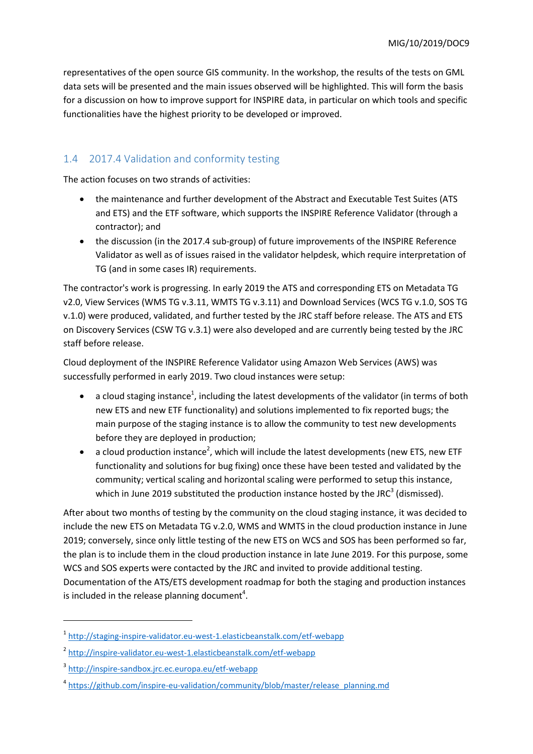representatives of the open source GIS community. In the workshop, the results of the tests on GML data sets will be presented and the main issues observed will be highlighted. This will form the basis for a discussion on how to improve support for INSPIRE data, in particular on which tools and specific functionalities have the highest priority to be developed or improved.

## 1.4 2017.4 Validation and conformity testing

The action focuses on two strands of activities:

- the maintenance and further development of the Abstract and Executable Test Suites (ATS and ETS) and the ETF software, which supports the INSPIRE Reference Validator (through a contractor); and
- the discussion (in the 2017.4 sub-group) of future improvements of the INSPIRE Reference Validator as well as of issues raised in the validator helpdesk, which require interpretation of TG (and in some cases IR) requirements.

The contractor's work is progressing. In early 2019 the ATS and corresponding ETS on Metadata TG v2.0, View Services (WMS TG v.3.11, WMTS TG v.3.11) and Download Services (WCS TG v.1.0, SOS TG v.1.0) were produced, validated, and further tested by the JRC staff before release. The ATS and ETS on Discovery Services (CSW TG v.3.1) were also developed and are currently being tested by the JRC staff before release.

Cloud deployment of the INSPIRE Reference Validator using Amazon Web Services (AWS) was successfully performed in early 2019. Two cloud instances were setup:

- a cloud staging instance[1], including the latest developments of the validator (in terms of both new ETS and new ETF functionality) and solutions implemented to fix reported bugs; the main purpose of the staging instance is to allow the community to test new developments before they are deployed in production;
- a cloud production instance[2], which will include the latest developments (new ETS, new ETF functionality and solutions for bug fixing) once these have been tested and validated by the community; vertical scaling and horizontal scaling were performed to setup this instance, which in June 2019 substituted the production instance hosted by the JRC[3] (dismissed).

After about two months of testing by the community on the cloud staging instance, it was decided to include the new ETS on Metadata TG v.2.0, WMS and WMTS in the cloud production instance in June 2019; conversely, since only little testing of the new ETS on WCS and SOS has been performed so far, the plan is to include them in the cloud production instance in late June 2019. For this purpose, some WCS and SOS experts were contacted by the JRC and invited to provide additional testing. Documentation of the ATS/ETS development roadmap for both the staging and production instances is included in the release planning document[4].

---

[1] http://staging-inspire-validator.eu-west-1.elasticbeanstalk.com/etf-webapp

[2] http://inspire-validator.eu-west-1.elasticbeanstalk.com/etf-webapp

[3] http://inspire-sandbox.jrc.ec.europa.eu/etf-webapp

[4] https://github.com/inspire-eu-validation/community/blob/master/release_planning.md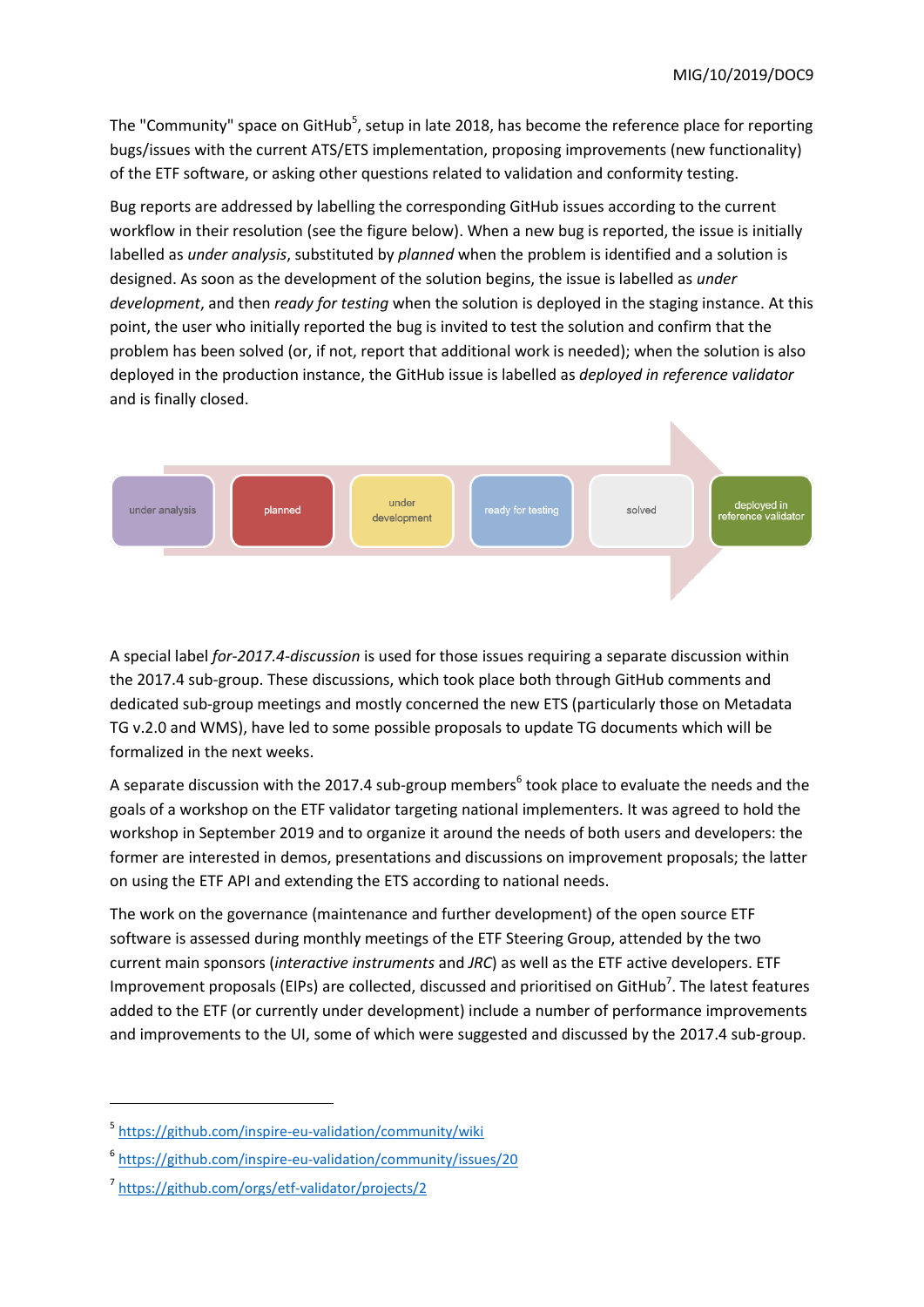The "Community" space on GitHub[5], setup in late 2018, has become the reference place for reporting bugs/issues with the current ATS/ETS implementation, proposing improvements (new functionality) of the ETF software, or asking other questions related to validation and conformity testing.

Bug reports are addressed by labelling the corresponding GitHub issues according to the current workflow in their resolution (see the figure below). When a new bug is reported, the issue is initially labelled as *under analysis*, substituted by *planned* when the problem is identified and a solution is designed. As soon as the development of the solution begins, the issue is labelled as *under development*, and then *ready for testing* when the solution is deployed in the staging instance. At this point, the user who initially reported the bug is invited to test the solution and confirm that the problem has been solved (or, if not, report that additional work is needed); when the solution is also deployed in the production instance, the GitHub issue is labelled as *deployed in reference validator* and is finally closed.

under analysis → planned → under development → ready for testing → solved → deployed in reference validator

A special label *for-2017.4-discussion* is used for those issues requiring a separate discussion within the 2017.4 sub-group. These discussions, which took place both through GitHub comments and dedicated sub-group meetings and mostly concerned the new ETS (particularly those on Metadata TG v.2.0 and WMS), have led to some possible proposals to update TG documents which will be formalized in the next weeks.

A separate discussion with the 2017.4 sub-group members[6] took place to evaluate the needs and the goals of a workshop on the ETF validator targeting national implementers. It was agreed to hold the workshop in September 2019 and to organize it around the needs of both users and developers: the former are interested in demos, presentations and discussions on improvement proposals; the latter on using the ETF API and extending the ETS according to national needs.

The work on the governance (maintenance and further development) of the open source ETF software is assessed during monthly meetings of the ETF Steering Group, attended by the two current main sponsors (*interactive instruments* and *JRC*) as well as the ETF active developers. ETF Improvement proposals (EIPs) are collected, discussed and prioritised on GitHub[7]. The latest features added to the ETF (or currently under development) include a number of performance improvements and improvements to the UI, some of which were suggested and discussed by the 2017.4 sub-group.

---

[5] https://github.com/inspire-eu-validation/community/wiki

[6] https://github.com/inspire-eu-validation/community/issues/20

[7] https://github.com/orgs/etf-validator/projects/2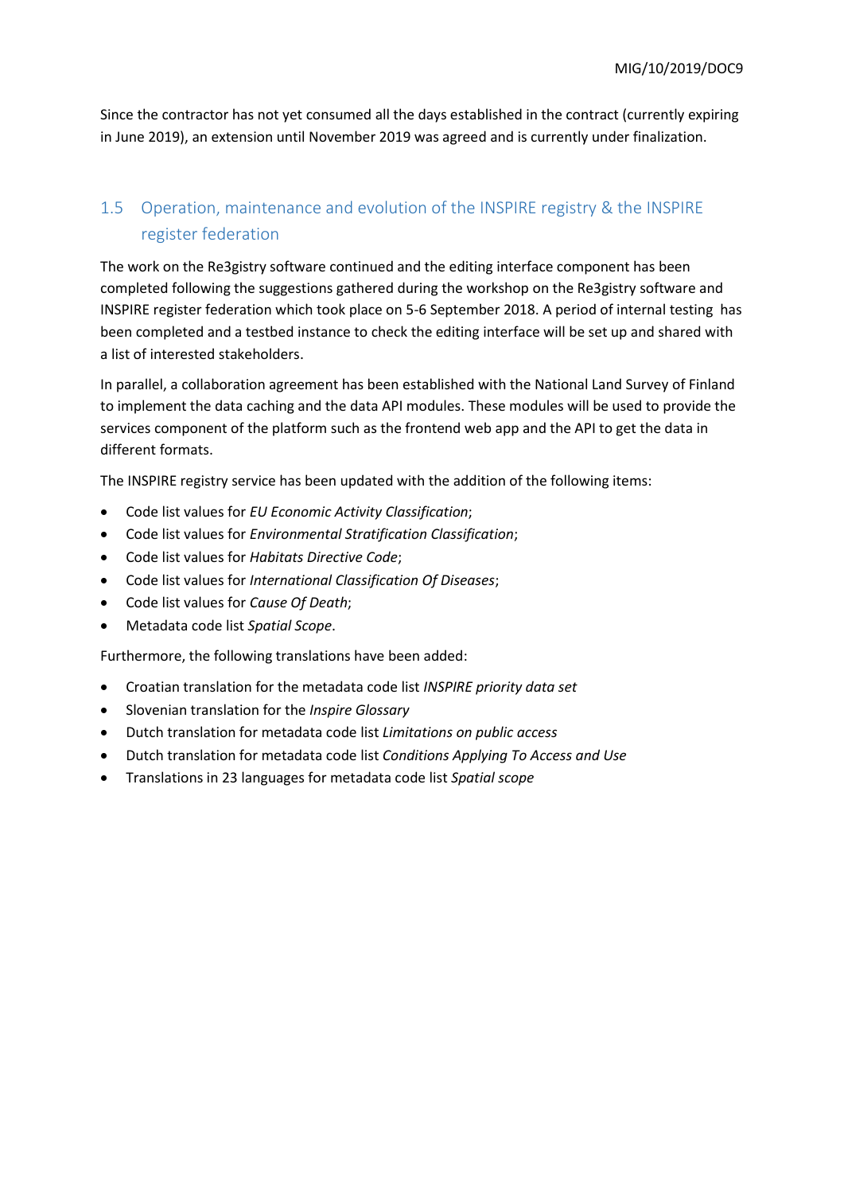Since the contractor has not yet consumed all the days established in the contract (currently expiring in June 2019), an extension until November 2019 was agreed and is currently under finalization.

## 1.5 Operation, maintenance and evolution of the INSPIRE registry & the INSPIRE register federation

The work on the Re3gistry software continued and the editing interface component has been completed following the suggestions gathered during the workshop on the Re3gistry software and INSPIRE register federation which took place on 5-6 September 2018. A period of internal testing has been completed and a testbed instance to check the editing interface will be set up and shared with a list of interested stakeholders.

In parallel, a collaboration agreement has been established with the National Land Survey of Finland to implement the data caching and the data API modules. These modules will be used to provide the services component of the platform such as the frontend web app and the API to get the data in different formats.

The INSPIRE registry service has been updated with the addition of the following items:

- Code list values for *EU Economic Activity Classification*;
- Code list values for *Environmental Stratification Classification*;
- Code list values for *Habitats Directive Code*;
- Code list values for *International Classification Of Diseases*;
- Code list values for *Cause Of Death*;
- Metadata code list *Spatial Scope*.

Furthermore, the following translations have been added:

- Croatian translation for the metadata code list *INSPIRE priority data set*
- Slovenian translation for the *Inspire Glossary*
- Dutch translation for metadata code list *Limitations on public access*
- Dutch translation for metadata code list *Conditions Applying To Access and Use*
- Translations in 23 languages for metadata code list *Spatial scope*